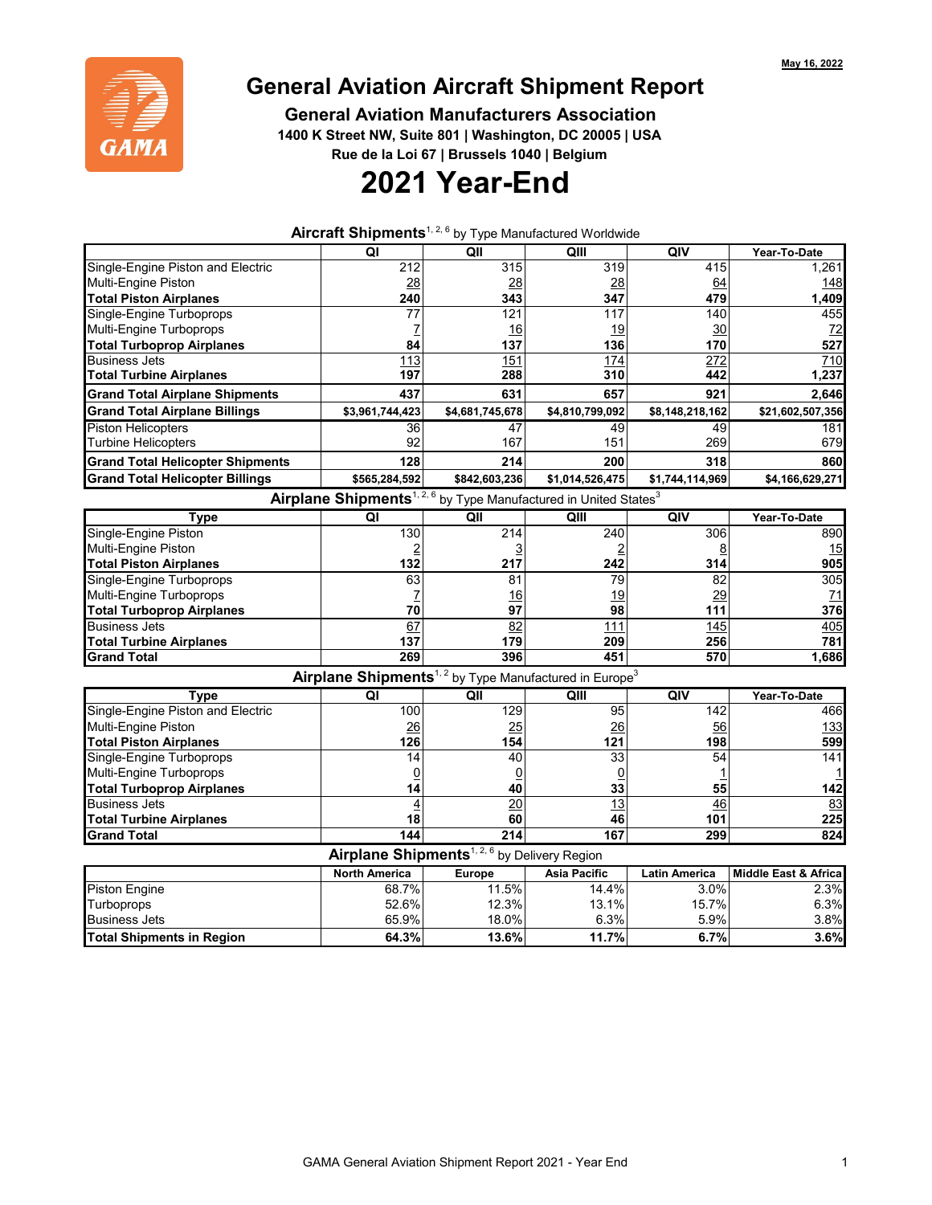May 16, 2022

# General Aviation Aircraft Shipment Report

## General Aviation Manufacturers Association

**1400 K Street NW, Suite 801 | Washington, DC 20005 | USA**

**Rue de la Loi 67 | Brussels 1040 | Belgium**

# 2021 Year-End

### Aircraft Shipments[1, 2, 6] by Type Manufactured Worldwide

| | QI | QII | QIII | QIV | Year-To-Date |
|---|---|---|---|---|---|
| Single-Engine Piston and Electric | 212 | 315 | 319 | 415 | 1,261 |
| Multi-Engine Piston | 28 | 28 | 28 | 64 | 148 |
| **Total Piston Airplanes** | **240** | **343** | **347** | **479** | **1,409** |
| Single-Engine Turboprops | 77 | 121 | 117 | 140 | 455 |
| Multi-Engine Turboprops | 7 | 16 | 19 | 30 | 72 |
| **Total Turboprop Airplanes** | **84** | **137** | **136** | **170** | **527** |
| Business Jets | 113 | 151 | 174 | 272 | 710 |
| **Total Turbine Airplanes** | **197** | **288** | **310** | **442** | **1,237** |
| **Grand Total Airplane Shipments** | **437** | **631** | **657** | **921** | **2,646** |
| **Grand Total Airplane Billings** | **$3,961,744,423** | **$4,681,745,678** | **$4,810,799,092** | **$8,148,218,162** | **$21,602,507,356** |
| Piston Helicopters | 36 | 47 | 49 | 49 | 181 |
| Turbine Helicopters | 92 | 167 | 151 | 269 | 679 |
| **Grand Total Helicopter Shipments** | **128** | **214** | **200** | **318** | **860** |
| **Grand Total Helicopter Billings** | **$565,284,592** | **$842,603,236** | **$1,014,526,475** | **$1,744,114,969** | **$4,166,629,271** |

### Airplane Shipments[1, 2, 6] by Type Manufactured in United States[3]

| Type | QI | QII | QIII | QIV | Year-To-Date |
|---|---|---|---|---|---|
| Single-Engine Piston | 130 | 214 | 240 | 306 | 890 |
| Multi-Engine Piston | 2 | 3 | 2 | 8 | 15 |
| **Total Piston Airplanes** | **132** | **217** | **242** | **314** | **905** |
| Single-Engine Turboprops | 63 | 81 | 79 | 82 | 305 |
| Multi-Engine Turboprops | 7 | 16 | 19 | 29 | 71 |
| **Total Turboprop Airplanes** | **70** | **97** | **98** | **111** | **376** |
| Business Jets | 67 | 82 | 111 | 145 | 405 |
| **Total Turbine Airplanes** | **137** | **179** | **209** | **256** | **781** |
| **Grand Total** | **269** | **396** | **451** | **570** | **1,686** |

### Airplane Shipments[1, 2] by Type Manufactured in Europe[3]

| Type | QI | QII | QIII | QIV | Year-To-Date |
|---|---|---|---|---|---|
| Single-Engine Piston and Electric | 100 | 129 | 95 | 142 | 466 |
| Multi-Engine Piston | 26 | 25 | 26 | 56 | 133 |
| **Total Piston Airplanes** | **126** | **154** | **121** | **198** | **599** |
| Single-Engine Turboprops | 14 | 40 | 33 | 54 | 141 |
| Multi-Engine Turboprops | 0 | 0 | 0 | 1 | 1 |
| **Total Turboprop Airplanes** | **14** | **40** | **33** | **55** | **142** |
| Business Jets | 4 | 20 | 13 | 46 | 83 |
| **Total Turbine Airplanes** | **18** | **60** | **46** | **101** | **225** |
| **Grand Total** | **144** | **214** | **167** | **299** | **824** |

### Airplane Shipments[1, 2, 6] by Delivery Region

| | North America | Europe | Asia Pacific | Latin America | Middle East & Africa |
|---|---|---|---|---|---|
| Piston Engine | 68.7% | 11.5% | 14.4% | 3.0% | 2.3% |
| Turboprops | 52.6% | 12.3% | 13.1% | 15.7% | 6.3% |
| Business Jets | 65.9% | 18.0% | 6.3% | 5.9% | 3.8% |
| **Total Shipments in Region** | **64.3%** | **13.6%** | **11.7%** | **6.7%** | **3.6%** |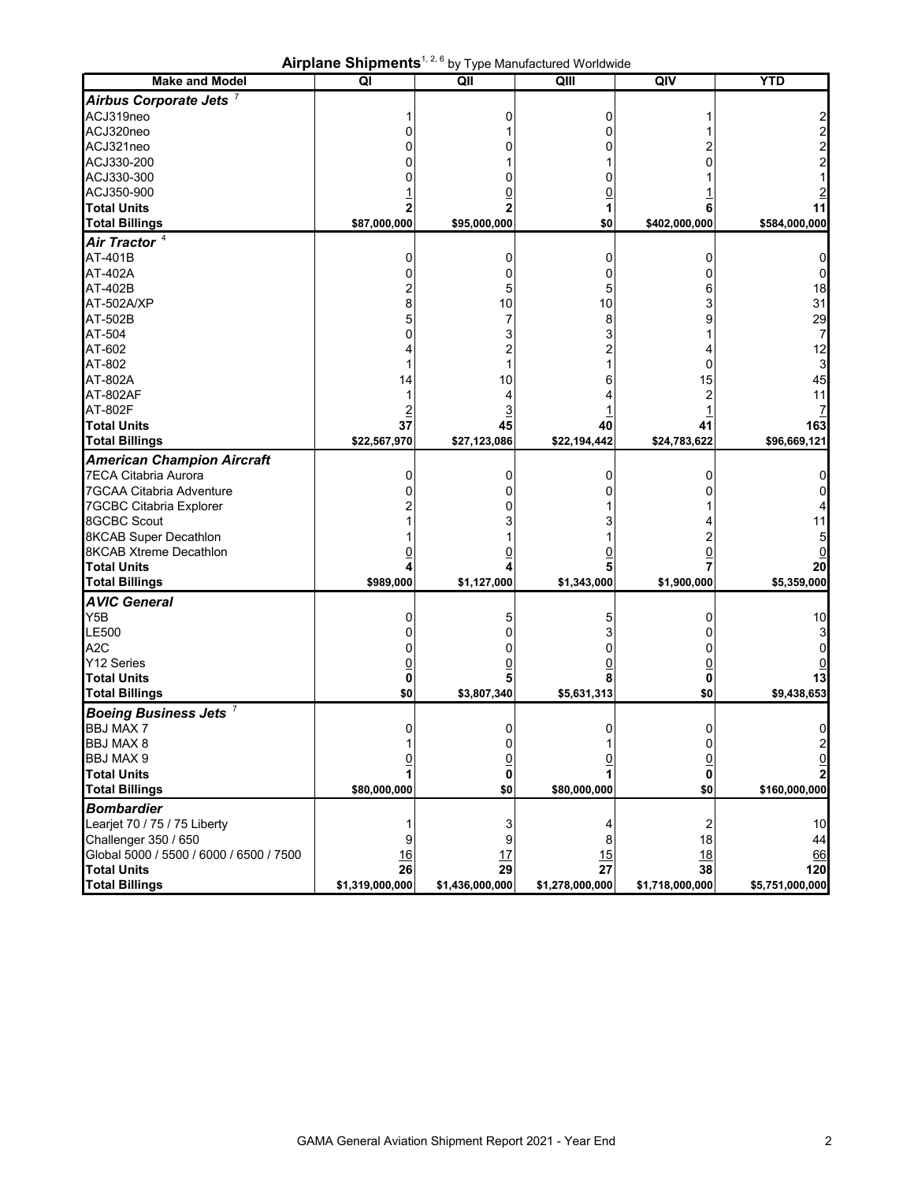## Airplane Shipments[1, 2, 6] by Type Manufactured Worldwide

| Make and Model | QI | QII | QIII | QIV | YTD |
|---|---|---|---|---|---|
| ***Airbus Corporate Jets*** [7] | | | | | |
| ACJ319neo | 1 | 0 | 0 | 1 | 2 |
| ACJ320neo | 0 | 1 | 0 | 1 | 2 |
| ACJ321neo | 0 | 0 | 0 | 2 | 2 |
| ACJ330-200 | 0 | 1 | 1 | 0 | 2 |
| ACJ330-300 | 0 | 0 | 0 | 1 | 1 |
| ACJ350-900 | 1 | 0 | 0 | 1 | 2 |
| **Total Units** | **2** | **2** | **1** | **6** | **11** |
| **Total Billings** | **$87,000,000** | **$95,000,000** | **$0** | **$402,000,000** | **$584,000,000** |
| ***Air Tractor*** [4] | | | | | |
| AT-401B | 0 | 0 | 0 | 0 | 0 |
| AT-402A | 0 | 0 | 0 | 0 | 0 |
| AT-402B | 2 | 5 | 5 | 6 | 18 |
| AT-502A/XP | 8 | 10 | 10 | 3 | 31 |
| AT-502B | 5 | 7 | 8 | 9 | 29 |
| AT-504 | 0 | 3 | 3 | 1 | 7 |
| AT-602 | 4 | 2 | 2 | 4 | 12 |
| AT-802 | 1 | 1 | 1 | 0 | 3 |
| AT-802A | 14 | 10 | 6 | 15 | 45 |
| AT-802AF | 1 | 4 | 4 | 2 | 11 |
| AT-802F | 2 | 3 | 1 | 1 | 7 |
| **Total Units** | **37** | **45** | **40** | **41** | **163** |
| **Total Billings** | **$22,567,970** | **$27,123,086** | **$22,194,442** | **$24,783,622** | **$96,669,121** |
| ***American Champion Aircraft*** | | | | | |
| 7ECA Citabria Aurora | 0 | 0 | 0 | 0 | 0 |
| 7GCAA Citabria Adventure | 0 | 0 | 0 | 0 | 0 |
| 7GCBC Citabria Explorer | 2 | 0 | 1 | 1 | 4 |
| 8GCBC Scout | 1 | 3 | 3 | 4 | 11 |
| 8KCAB Super Decathlon | 1 | 1 | 1 | 2 | 5 |
| 8KCAB Xtreme Decathlon | 0 | 0 | 0 | 0 | 0 |
| **Total Units** | **4** | **4** | **5** | **7** | **20** |
| **Total Billings** | **$989,000** | **$1,127,000** | **$1,343,000** | **$1,900,000** | **$5,359,000** |
| ***AVIC General*** | | | | | |
| Y5B | 0 | 5 | 5 | 0 | 10 |
| LE500 | 0 | 0 | 3 | 0 | 3 |
| A2C | 0 | 0 | 0 | 0 | 0 |
| Y12 Series | 0 | 0 | 0 | 0 | 0 |
| **Total Units** | **0** | **5** | **8** | **0** | **13** |
| **Total Billings** | **$0** | **$3,807,340** | **$5,631,313** | **$0** | **$9,438,653** |
| ***Boeing Business Jets*** [7] | | | | | |
| BBJ MAX 7 | 0 | 0 | 0 | 0 | 0 |
| BBJ MAX 8 | 1 | 0 | 1 | 0 | 2 |
| BBJ MAX 9 | 0 | 0 | 0 | 0 | 0 |
| **Total Units** | **1** | **0** | **1** | **0** | **2** |
| **Total Billings** | **$80,000,000** | **$0** | **$80,000,000** | **$0** | **$160,000,000** |
| ***Bombardier*** | | | | | |
| Learjet 70 / 75 / 75 Liberty | 1 | 3 | 4 | 2 | 10 |
| Challenger 350 / 650 | 9 | 9 | 8 | 18 | 44 |
| Global 5000 / 5500 / 6000 / 6500 / 7500 | 16 | 17 | 15 | 18 | 66 |
| **Total Units** | **26** | **29** | **27** | **38** | **120** |
| **Total Billings** | **$1,319,000,000** | **$1,436,000,000** | **$1,278,000,000** | **$1,718,000,000** | **$5,751,000,000** |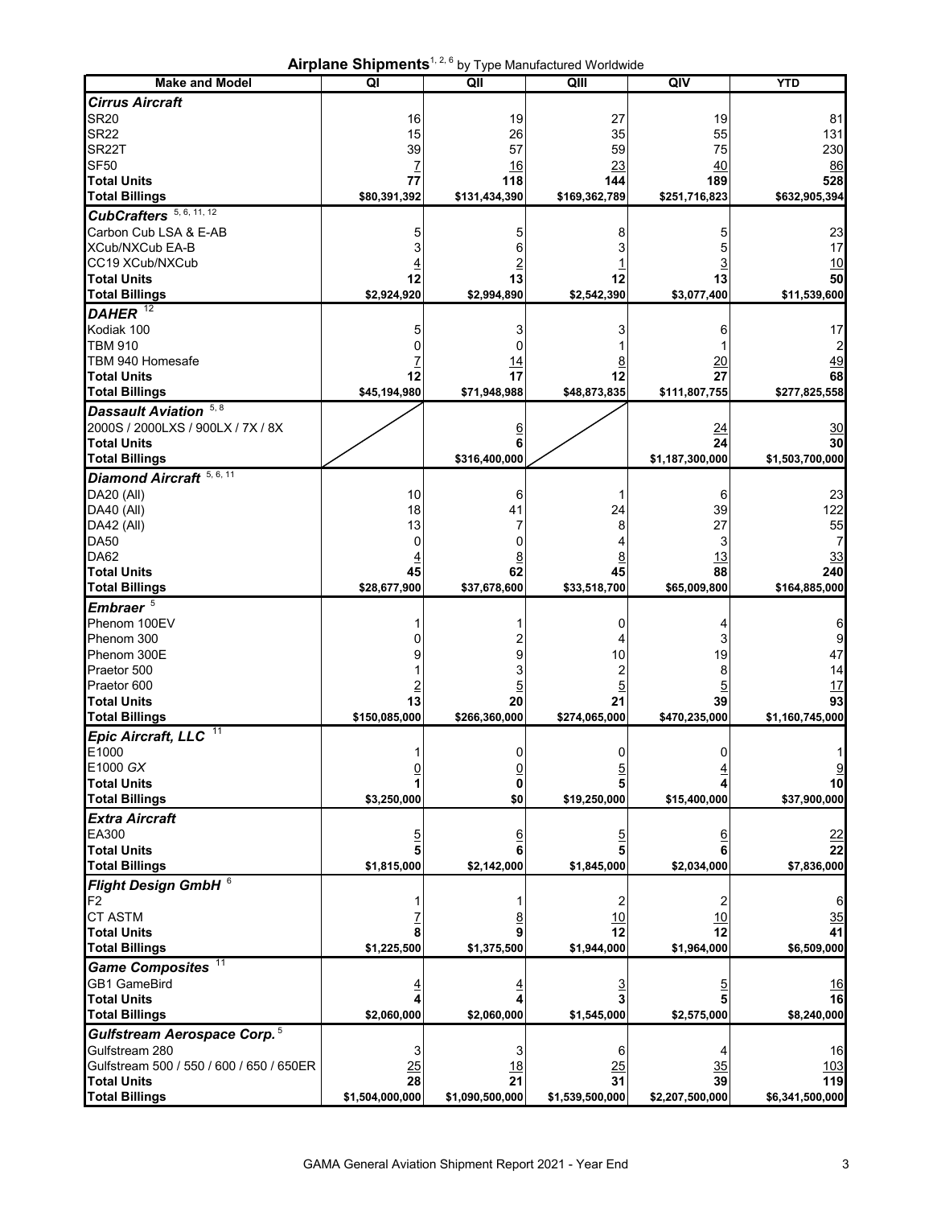# Airplane Shipments[1, 2, 6] by Type Manufactured Worldwide

| Make and Model | QI | QII | QIII | QIV | YTD |
|---|---|---|---|---|---|
| ***Cirrus Aircraft*** | | | | | |
| SR20 | 16 | 19 | 27 | 19 | 81 |
| SR22 | 15 | 26 | 35 | 55 | 131 |
| SR22T | 39 | 57 | 59 | 75 | 230 |
| SF50 | 7 | 16 | 23 | 40 | 86 |
| **Total Units** | **77** | **118** | **144** | **189** | **528** |
| **Total Billings** | **$80,391,392** | **$131,434,390** | **$169,362,789** | **$251,716,823** | **$632,905,394** |
| ***CubCrafters*** [5, 6, 11, 12] | | | | | |
| Carbon Cub LSA & E-AB | 5 | 5 | 8 | 5 | 23 |
| XCub/NXCub EA-B | 3 | 6 | 3 | 5 | 17 |
| CC19 XCub/NXCub | 4 | 2 | 1 | 3 | 10 |
| **Total Units** | **12** | **13** | **12** | **13** | **50** |
| **Total Billings** | **$2,924,920** | **$2,994,890** | **$2,542,390** | **$3,077,400** | **$11,539,600** |
| ***DAHER*** [12] | | | | | |
| Kodiak 100 | 5 | 3 | 3 | 6 | 17 |
| TBM 910 | 0 | 0 | 1 | 1 | 2 |
| TBM 940 Homesafe | 7 | 14 | 8 | 20 | 49 |
| **Total Units** | **12** | **17** | **12** | **27** | **68** |
| **Total Billings** | **$45,194,980** | **$71,948,988** | **$48,873,835** | **$111,807,755** | **$277,825,558** |
| ***Dassault Aviation*** [5, 8] | | | | | |
| 2000S / 2000LXS / 900LX / 7X / 8X | | 6 | | 24 | 30 |
| **Total Units** | | **6** | | **24** | **30** |
| **Total Billings** | | **$316,400,000** | | **$1,187,300,000** | **$1,503,700,000** |
| ***Diamond Aircraft*** [5, 6, 11] | | | | | |
| DA20 (All) | 10 | 6 | 1 | 6 | 23 |
| DA40 (All) | 18 | 41 | 24 | 39 | 122 |
| DA42 (All) | 13 | 7 | 8 | 27 | 55 |
| DA50 | 0 | 0 | 4 | 3 | 7 |
| DA62 | 4 | 8 | 8 | 13 | 33 |
| **Total Units** | **45** | **62** | **45** | **88** | **240** |
| **Total Billings** | **$28,677,900** | **$37,678,600** | **$33,518,700** | **$65,009,800** | **$164,885,000** |
| ***Embraer*** [5] | | | | | |
| Phenom 100EV | 1 | 1 | 0 | 4 | 6 |
| Phenom 300 | 0 | 2 | 4 | 3 | 9 |
| Phenom 300E | 9 | 9 | 10 | 19 | 47 |
| Praetor 500 | 1 | 3 | 2 | 8 | 14 |
| Praetor 600 | 2 | 5 | 5 | 5 | 17 |
| **Total Units** | **13** | **20** | **21** | **39** | **93** |
| **Total Billings** | **$150,085,000** | **$266,360,000** | **$274,065,000** | **$470,235,000** | **$1,160,745,000** |
| ***Epic Aircraft, LLC*** [11] | | | | | |
| E1000 | 1 | 0 | 0 | 0 | 1 |
| E1000 *GX* | 0 | 0 | 5 | 4 | 9 |
| **Total Units** | **1** | **0** | **5** | **4** | **10** |
| **Total Billings** | **$3,250,000** | **$0** | **$19,250,000** | **$15,400,000** | **$37,900,000** |
| ***Extra Aircraft*** | | | | | |
| EA300 | 5 | 6 | 5 | 6 | 22 |
| **Total Units** | **5** | **6** | **5** | **6** | **22** |
| **Total Billings** | **$1,815,000** | **$2,142,000** | **$1,845,000** | **$2,034,000** | **$7,836,000** |
| ***Flight Design GmbH*** [6] | | | | | |
| F2 | 1 | 1 | 2 | 2 | 6 |
| CT ASTM | 7 | 8 | 10 | 10 | 35 |
| **Total Units** | **8** | **9** | **12** | **12** | **41** |
| **Total Billings** | **$1,225,500** | **$1,375,500** | **$1,944,000** | **$1,964,000** | **$6,509,000** |
| ***Game Composites*** [11] | | | | | |
| GB1 GameBird | 4 | 4 | 3 | 5 | 16 |
| **Total Units** | **4** | **4** | **3** | **5** | **16** |
| **Total Billings** | **$2,060,000** | **$2,060,000** | **$1,545,000** | **$2,575,000** | **$8,240,000** |
| ***Gulfstream Aerospace Corp.*** [5] | | | | | |
| Gulfstream 280 | 3 | 3 | 6 | 4 | 16 |
| Gulfstream 500 / 550 / 600 / 650 / 650ER | 25 | 18 | 25 | 35 | 103 |
| **Total Units** | **28** | **21** | **31** | **39** | **119** |
| **Total Billings** | **$1,504,000,000** | **$1,090,500,000** | **$1,539,500,000** | **$2,207,500,000** | **$6,341,500,000** |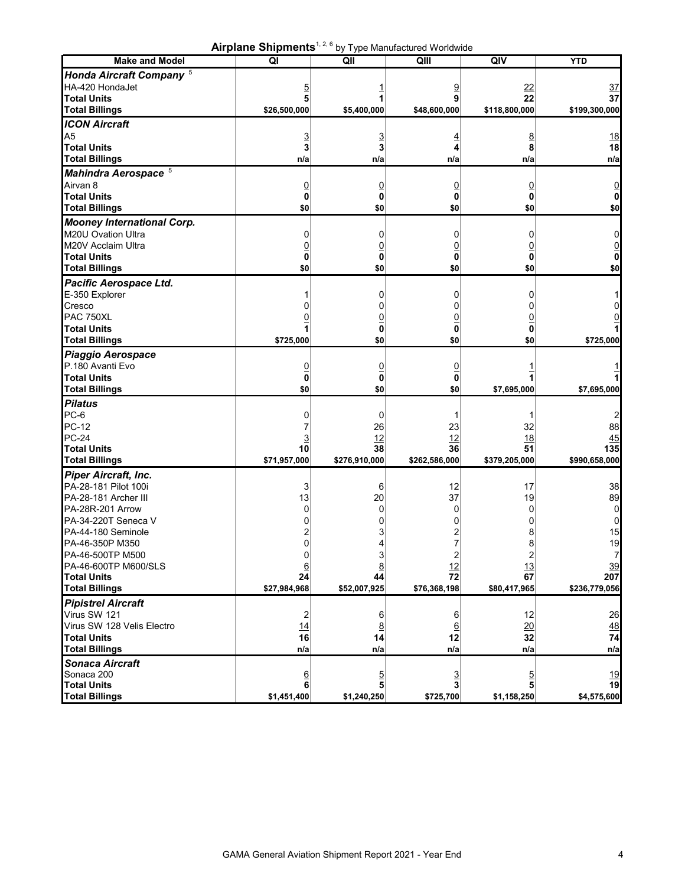**Airplane Shipments**[1, 2, 6] by Type Manufactured Worldwide

| Make and Model | QI | QII | QIII | QIV | YTD |
|---|---|---|---|---|---|
| ***Honda Aircraft Company*** [5] | | | | | |
| HA-420 HondaJet | 5 | 1 | 9 | 22 | 37 |
| **Total Units** | **5** | **1** | **9** | **22** | **37** |
| **Total Billings** | **$26,500,000** | **$5,400,000** | **$48,600,000** | **$118,800,000** | **$199,300,000** |
| ***ICON Aircraft*** | | | | | |
| A5 | 3 | 3 | 4 | 8 | 18 |
| **Total Units** | **3** | **3** | **4** | **8** | **18** |
| **Total Billings** | **n/a** | **n/a** | **n/a** | **n/a** | **n/a** |
| ***Mahindra Aerospace*** [5] | | | | | |
| Airvan 8 | 0 | 0 | 0 | 0 | 0 |
| **Total Units** | **0** | **0** | **0** | **0** | **0** |
| **Total Billings** | **$0** | **$0** | **$0** | **$0** | **$0** |
| ***Mooney International Corp.*** | | | | | |
| M20U Ovation Ultra | 0 | 0 | 0 | 0 | 0 |
| M20V Acclaim Ultra | 0 | 0 | 0 | 0 | 0 |
| **Total Units** | **0** | **0** | **0** | **0** | **0** |
| **Total Billings** | **$0** | **$0** | **$0** | **$0** | **$0** |
| ***Pacific Aerospace Ltd.*** | | | | | |
| E-350 Explorer | 1 | 0 | 0 | 0 | 1 |
| Cresco | 0 | 0 | 0 | 0 | 0 |
| PAC 750XL | 0 | 0 | 0 | 0 | 0 |
| **Total Units** | **1** | **0** | **0** | **0** | **1** |
| **Total Billings** | **$725,000** | **$0** | **$0** | **$0** | **$725,000** |
| ***Piaggio Aerospace*** | | | | | |
| P.180 Avanti Evo | 0 | 0 | 0 | 1 | 1 |
| **Total Units** | **0** | **0** | **0** | **1** | **1** |
| **Total Billings** | **$0** | **$0** | **$0** | **$7,695,000** | **$7,695,000** |
| ***Pilatus*** | | | | | |
| PC-6 | 0 | 0 | 1 | 1 | 2 |
| PC-12 | 7 | 26 | 23 | 32 | 88 |
| PC-24 | 3 | 12 | 12 | 18 | 45 |
| **Total Units** | **10** | **38** | **36** | **51** | **135** |
| **Total Billings** | **$71,957,000** | **$276,910,000** | **$262,586,000** | **$379,205,000** | **$990,658,000** |
| ***Piper Aircraft, Inc.*** | | | | | |
| PA-28-181 Pilot 100i | 3 | 6 | 12 | 17 | 38 |
| PA-28-181 Archer III | 13 | 20 | 37 | 19 | 89 |
| PA-28R-201 Arrow | 0 | 0 | 0 | 0 | 0 |
| PA-34-220T Seneca V | 0 | 0 | 0 | 0 | 0 |
| PA-44-180 Seminole | 2 | 3 | 2 | 8 | 15 |
| PA-46-350P M350 | 0 | 4 | 7 | 8 | 19 |
| PA-46-500TP M500 | 0 | 3 | 2 | 2 | 7 |
| PA-46-600TP M600/SLS | 6 | 8 | 12 | 13 | 39 |
| **Total Units** | **24** | **44** | **72** | **67** | **207** |
| **Total Billings** | **$27,984,968** | **$52,007,925** | **$76,368,198** | **$80,417,965** | **$236,779,056** |
| ***Pipistrel Aircraft*** | | | | | |
| Virus SW 121 | 2 | 6 | 6 | 12 | 26 |
| Virus SW 128 Velis Electro | 14 | 8 | 6 | 20 | 48 |
| **Total Units** | **16** | **14** | **12** | **32** | **74** |
| **Total Billings** | **n/a** | **n/a** | **n/a** | **n/a** | **n/a** |
| ***Sonaca Aircraft*** | | | | | |
| Sonaca 200 | 6 | 5 | 3 | 5 | 19 |
| **Total Units** | **6** | **5** | **3** | **5** | **19** |
| **Total Billings** | **$1,451,400** | **$1,240,250** | **$725,700** | **$1,158,250** | **$4,575,600** |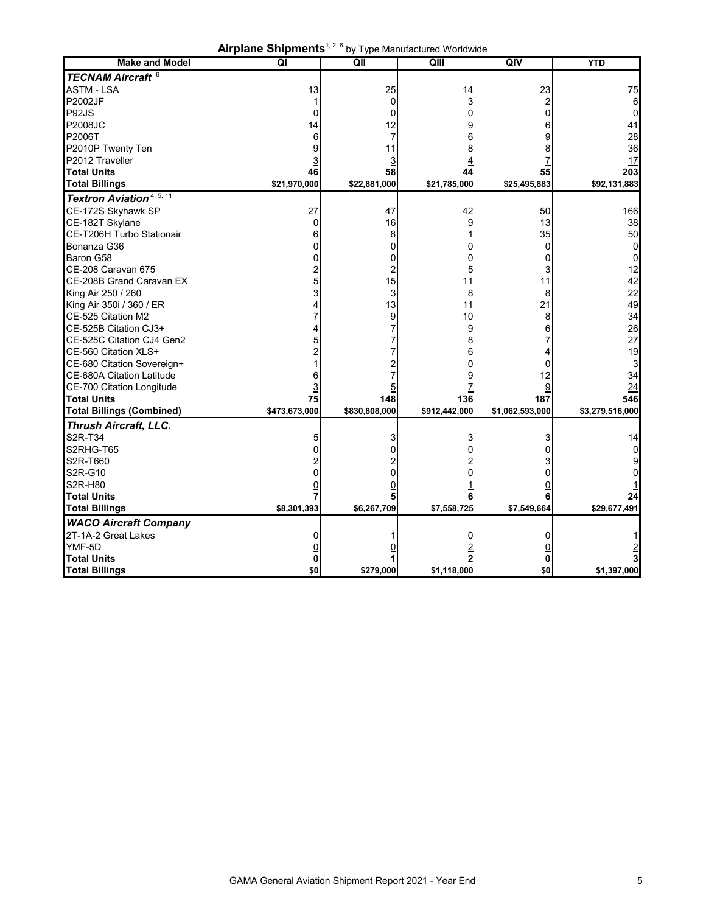**Airplane Shipments**[1, 2, 6] by Type Manufactured Worldwide

| Make and Model | QI | QII | QIII | QIV | YTD |
|---|---|---|---|---|---|
| ***TECNAM Aircraft*** [6] | | | | | |
| ASTM - LSA | 13 | 25 | 14 | 23 | 75 |
| P2002JF | 1 | 0 | 3 | 2 | 6 |
| P92JS | 0 | 0 | 0 | 0 | 0 |
| P2008JC | 14 | 12 | 9 | 6 | 41 |
| P2006T | 6 | 7 | 6 | 9 | 28 |
| P2010P Twenty Ten | 9 | 11 | 8 | 8 | 36 |
| P2012 Traveller | 3 | 3 | 4 | 7 | 17 |
| **Total Units** | **46** | **58** | **44** | **55** | **203** |
| **Total Billings** | **$21,970,000** | **$22,881,000** | **$21,785,000** | **$25,495,883** | **$92,131,883** |
| ***Textron Aviation*** [4, 5, 11] | | | | | |
| CE-172S Skyhawk SP | 27 | 47 | 42 | 50 | 166 |
| CE-182T Skylane | 0 | 16 | 9 | 13 | 38 |
| CE-T206H Turbo Stationair | 6 | 8 | 1 | 35 | 50 |
| Bonanza G36 | 0 | 0 | 0 | 0 | 0 |
| Baron G58 | 0 | 0 | 0 | 0 | 0 |
| CE-208 Caravan 675 | 2 | 2 | 5 | 3 | 12 |
| CE-208B Grand Caravan EX | 5 | 15 | 11 | 11 | 42 |
| King Air 250 / 260 | 3 | 3 | 8 | 8 | 22 |
| King Air 350i / 360 / ER | 4 | 13 | 11 | 21 | 49 |
| CE-525 Citation M2 | 7 | 9 | 10 | 8 | 34 |
| CE-525B Citation CJ3+ | 4 | 7 | 9 | 6 | 26 |
| CE-525C Citation CJ4 Gen2 | 5 | 7 | 8 | 7 | 27 |
| CE-560 Citation XLS+ | 2 | 7 | 6 | 4 | 19 |
| CE-680 Citation Sovereign+ | 1 | 2 | 0 | 0 | 3 |
| CE-680A Citation Latitude | 6 | 7 | 9 | 12 | 34 |
| CE-700 Citation Longitude | 3 | 5 | 7 | 9 | 24 |
| **Total Units** | **75** | **148** | **136** | **187** | **546** |
| **Total Billings (Combined)** | **$473,673,000** | **$830,808,000** | **$912,442,000** | **$1,062,593,000** | **$3,279,516,000** |
| ***Thrush Aircraft, LLC.*** | | | | | |
| S2R-T34 | 5 | 3 | 3 | 3 | 14 |
| S2RHG-T65 | 0 | 0 | 0 | 0 | 0 |
| S2R-T660 | 2 | 2 | 2 | 3 | 9 |
| S2R-G10 | 0 | 0 | 0 | 0 | 0 |
| S2R-H80 | 0 | 0 | 1 | 0 | 1 |
| **Total Units** | **7** | **5** | **6** | **6** | **24** |
| **Total Billings** | **$8,301,393** | **$6,267,709** | **$7,558,725** | **$7,549,664** | **$29,677,491** |
| ***WACO Aircraft Company*** | | | | | |
| 2T-1A-2 Great Lakes | 0 | 1 | 0 | 0 | 1 |
| YMF-5D | 0 | 0 | 2 | 0 | 2 |
| **Total Units** | **0** | **1** | **2** | **0** | **3** |
| **Total Billings** | **$0** | **$279,000** | **$1,118,000** | **$0** | **$1,397,000** |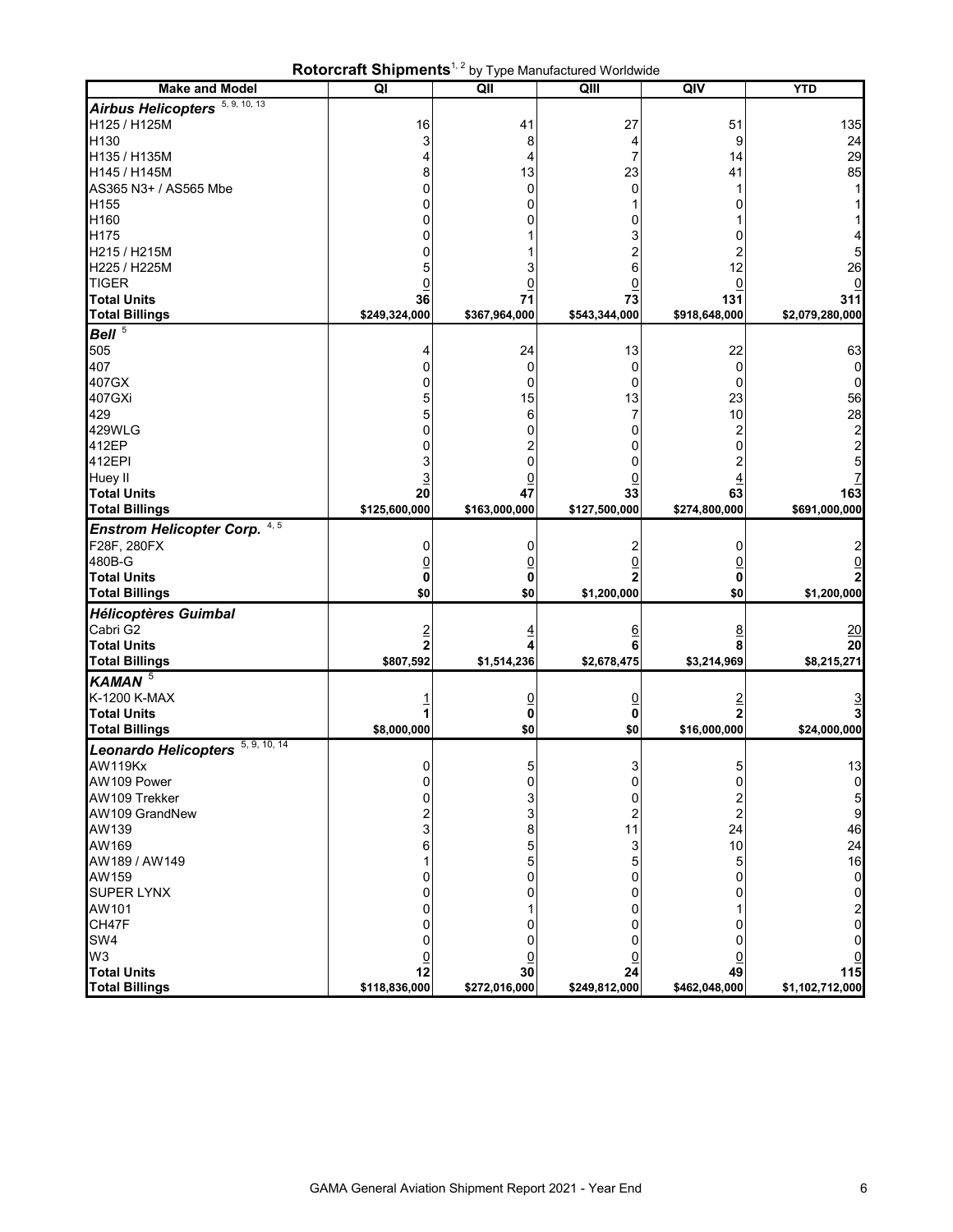# Rotorcraft Shipments[1, 2] by Type Manufactured Worldwide

| Make and Model | QI | QII | QIII | QIV | YTD |
|---|---|---|---|---|---|
| ***Airbus Helicopters*** [5, 9, 10, 13] | | | | | |
| H125 / H125M | 16 | 41 | 27 | 51 | 135 |
| H130 | 3 | 8 | 4 | 9 | 24 |
| H135 / H135M | 4 | 4 | 7 | 14 | 29 |
| H145 / H145M | 8 | 13 | 23 | 41 | 85 |
| AS365 N3+ / AS565 Mbe | 0 | 0 | 0 | 1 | 1 |
| H155 | 0 | 0 | 1 | 0 | 1 |
| H160 | 0 | 0 | 0 | 1 | 1 |
| H175 | 0 | 1 | 3 | 0 | 4 |
| H215 / H215M | 0 | 1 | 2 | 2 | 5 |
| H225 / H225M | 5 | 3 | 6 | 12 | 26 |
| TIGER | 0 | 0 | 0 | 0 | 0 |
| **Total Units** | **36** | **71** | **73** | **131** | **311** |
| **Total Billings** | **$249,324,000** | **$367,964,000** | **$543,344,000** | **$918,648,000** | **$2,079,280,000** |
| ***Bell*** [5] | | | | | |
| 505 | 4 | 24 | 13 | 22 | 63 |
| 407 | 0 | 0 | 0 | 0 | 0 |
| 407GX | 0 | 0 | 0 | 0 | 0 |
| 407GXi | 5 | 15 | 13 | 23 | 56 |
| 429 | 5 | 6 | 7 | 10 | 28 |
| 429WLG | 0 | 0 | 0 | 2 | 2 |
| 412EP | 0 | 2 | 0 | 0 | 2 |
| 412EPI | 3 | 0 | 0 | 2 | 5 |
| Huey II | 3 | 0 | 0 | 4 | 7 |
| **Total Units** | **20** | **47** | **33** | **63** | **163** |
| **Total Billings** | **$125,600,000** | **$163,000,000** | **$127,500,000** | **$274,800,000** | **$691,000,000** |
| ***Enstrom Helicopter Corp.*** [4, 5] | | | | | |
| F28F, 280FX | 0 | 0 | 2 | 0 | 2 |
| 480B-G | 0 | 0 | 0 | 0 | 0 |
| **Total Units** | **0** | **0** | **2** | **0** | **2** |
| **Total Billings** | **$0** | **$0** | **$1,200,000** | **$0** | **$1,200,000** |
| ***Hélicoptères Guimbal*** | | | | | |
| Cabri G2 | 2 | 4 | 6 | 8 | 20 |
| **Total Units** | **2** | **4** | **6** | **8** | **20** |
| **Total Billings** | **$807,592** | **$1,514,236** | **$2,678,475** | **$3,214,969** | **$8,215,271** |
| ***KAMAN*** [5] | | | | | |
| K-1200 K-MAX | 1 | 0 | 0 | 2 | 3 |
| **Total Units** | **1** | **0** | **0** | **2** | **3** |
| **Total Billings** | **$8,000,000** | **$0** | **$0** | **$16,000,000** | **$24,000,000** |
| ***Leonardo Helicopters*** [5, 9, 10, 14] | | | | | |
| AW119Kx | 0 | 5 | 3 | 5 | 13 |
| AW109 Power | 0 | 0 | 0 | 0 | 0 |
| AW109 Trekker | 0 | 3 | 0 | 2 | 5 |
| AW109 GrandNew | 2 | 3 | 2 | 2 | 9 |
| AW139 | 3 | 8 | 11 | 24 | 46 |
| AW169 | 6 | 5 | 3 | 10 | 24 |
| AW189 / AW149 | 1 | 5 | 5 | 5 | 16 |
| AW159 | 0 | 0 | 0 | 0 | 0 |
| SUPER LYNX | 0 | 0 | 0 | 0 | 0 |
| AW101 | 0 | 1 | 0 | 1 | 2 |
| CH47F | 0 | 0 | 0 | 0 | 0 |
| SW4 | 0 | 0 | 0 | 0 | 0 |
| W3 | 0 | 0 | 0 | 0 | 0 |
| **Total Units** | **12** | **30** | **24** | **49** | **115** |
| **Total Billings** | **$118,836,000** | **$272,016,000** | **$249,812,000** | **$462,048,000** | **$1,102,712,000** |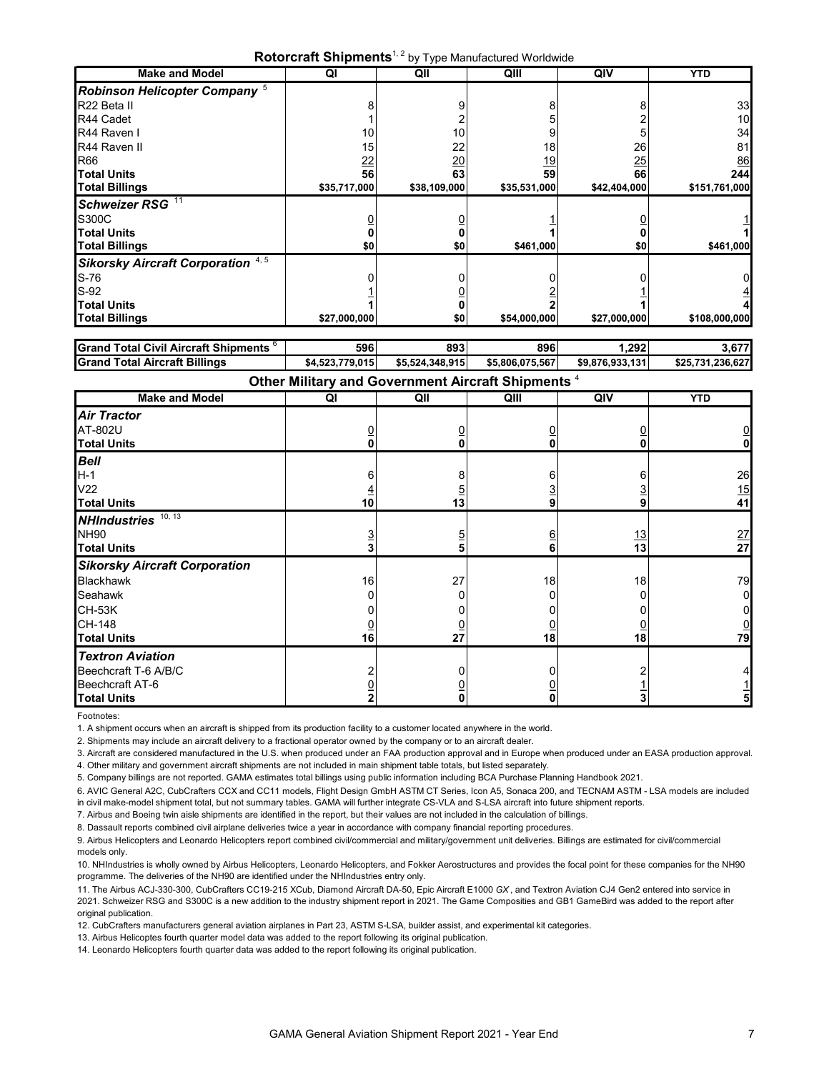## Rotorcraft Shipments[1, 2] by Type Manufactured Worldwide

| Make and Model | QI | QII | QIII | QIV | YTD |
|---|---|---|---|---|---|
| ***Robinson Helicopter Company*** [5] | | | | | |
| R22 Beta II | 8 | 9 | 8 | 8 | 33 |
| R44 Cadet | 1 | 2 | 5 | 2 | 10 |
| R44 Raven I | 10 | 10 | 9 | 5 | 34 |
| R44 Raven II | 15 | 22 | 18 | 26 | 81 |
| R66 | 22 | 20 | 19 | 25 | 86 |
| **Total Units** | **56** | **63** | **59** | **66** | **244** |
| **Total Billings** | **$35,717,000** | **$38,109,000** | **$35,531,000** | **$42,404,000** | **$151,761,000** |
| ***Schweizer RSG*** [11] | | | | | |
| S300C | 0 | 0 | 1 | 0 | 1 |
| **Total Units** | **0** | **0** | **1** | **0** | **1** |
| **Total Billings** | **$0** | **$0** | **$461,000** | **$0** | **$461,000** |
| ***Sikorsky Aircraft Corporation*** [4, 5] | | | | | |
| S-76 | 0 | 0 | 0 | 0 | 0 |
| S-92 | 1 | 0 | 2 | 1 | 4 |
| **Total Units** | **1** | **0** | **2** | **1** | **4** |
| **Total Billings** | **$27,000,000** | **$0** | **$54,000,000** | **$27,000,000** | **$108,000,000** |

| | | | | | |
|---|---|---|---|---|---|
| **Grand Total Civil Aircraft Shipments** [6] | **596** | **893** | **896** | **1,292** | **3,677** |
| **Grand Total Aircraft Billings** | **$4,523,779,015** | **$5,524,348,915** | **$5,806,075,567** | **$9,876,933,131** | **$25,731,236,627** |

## Other Military and Government Aircraft Shipments [4]

| Make and Model | QI | QII | QIII | QIV | YTD |
|---|---|---|---|---|---|
| ***Air Tractor*** | | | | | |
| AT-802U | 0 | 0 | 0 | 0 | 0 |
| **Total Units** | **0** | **0** | **0** | **0** | **0** |
| ***Bell*** | | | | | |
| H-1 | 6 | 8 | 6 | 6 | 26 |
| V22 | 4 | 5 | 3 | 3 | 15 |
| **Total Units** | **10** | **13** | **9** | **9** | **41** |
| ***NHIndustries*** [10, 13] | | | | | |
| NH90 | 3 | 5 | 6 | 13 | 27 |
| **Total Units** | **3** | **5** | **6** | **13** | **27** |
| ***Sikorsky Aircraft Corporation*** | | | | | |
| Blackhawk | 16 | 27 | 18 | 18 | 79 |
| Seahawk | 0 | 0 | 0 | 0 | 0 |
| CH-53K | 0 | 0 | 0 | 0 | 0 |
| CH-148 | 0 | 0 | 0 | 0 | 0 |
| **Total Units** | **16** | **27** | **18** | **18** | **79** |
| ***Textron Aviation*** | | | | | |
| Beechcraft T-6 A/B/C | 2 | 0 | 0 | 2 | 4 |
| Beechcraft AT-6 | 0 | 0 | 0 | 1 | 1 |
| **Total Units** | **2** | **0** | **0** | **3** | **5** |

Footnotes:

1. A shipment occurs when an aircraft is shipped from its production facility to a customer located anywhere in the world.
2. Shipments may include an aircraft delivery to a fractional operator owned by the company or to an aircraft dealer.
3. Aircraft are considered manufactured in the U.S. when produced under an FAA production approval and in Europe when produced under an EASA production approval.
4. Other military and government aircraft shipments are not included in main shipment table totals, but listed separately.
5. Company billings are not reported. GAMA estimates total billings using public information including BCA Purchase Planning Handbook 2021.
6. AVIC General A2C, CubCrafters CCX and CC11 models, Flight Design GmbH ASTM CT Series, Icon A5, Sonaca 200, and TECNAM ASTM - LSA models are included in civil make-model shipment total, but not summary tables. GAMA will further integrate CS-VLA and S-LSA aircraft into future shipment reports.
7. Airbus and Boeing twin aisle shipments are identified in the report, but their values are not included in the calculation of billings.
8. Dassault reports combined civil airplane deliveries twice a year in accordance with company financial reporting procedures.
9. Airbus Helicopters and Leonardo Helicopters report combined civil/commercial and military/government unit deliveries. Billings are estimated for civil/commercial models only.
10. NHIndustries is wholly owned by Airbus Helicopters, Leonardo Helicopters, and Fokker Aerostructures and provides the focal point for these companies for the NH90 programme. The deliveries of the NH90 are identified under the NHIndustries entry only.
11. The Airbus ACJ-330-300, CubCrafters CC19-215 XCub, Diamond Aircraft DA-50, Epic Aircraft E1000 *GX*, and Textron Aviation CJ4 Gen2 entered into service in 2021. Schweizer RSG and S300C is a new addition to the industry shipment report in 2021. The Game Composities and GB1 GameBird was added to the report after original publication.
12. CubCrafters manufacturers general aviation airplanes in Part 23, ASTM S-LSA, builder assist, and experimental kit categories.
13. Airbus Helicoptes fourth quarter model data was added to the report following its original publication.
14. Leonardo Helicopters fourth quarter data was added to the report following its original publication.